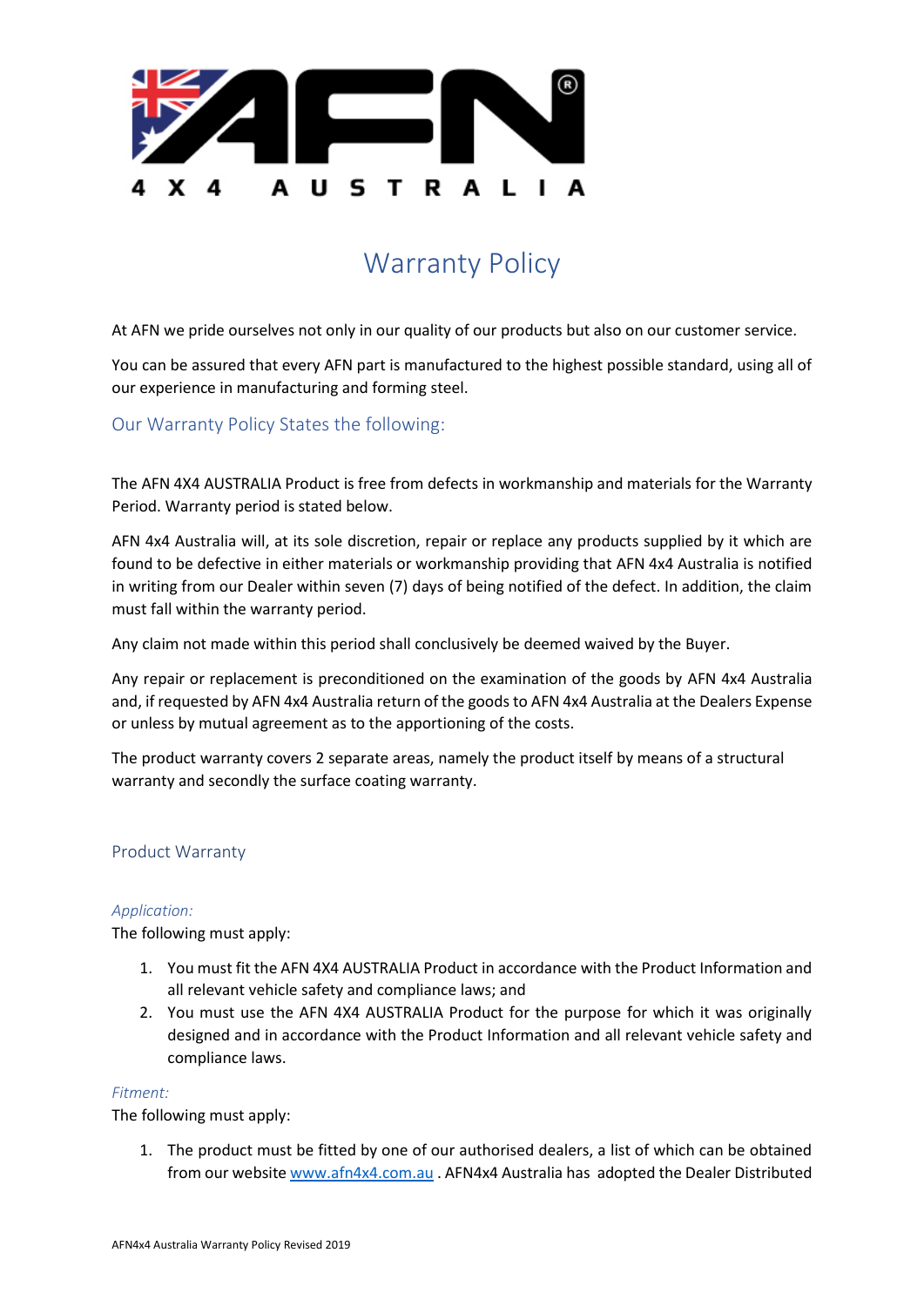AFN®

4 X 4 AUSTRALIA

# Warranty Policy

At AFN we pride ourselves not only in our quality of our products but also on our customer service.

You can be assured that every AFN part is manufactured to the highest possible standard, using all of our experience in manufacturing and forming steel.

## Our Warranty Policy States the following:

The AFN 4X4 AUSTRALIA Product is free from defects in workmanship and materials for the Warranty Period. Warranty period is stated below.

AFN 4x4 Australia will, at its sole discretion, repair or replace any products supplied by it which are found to be defective in either materials or workmanship providing that AFN 4x4 Australia is notified in writing from our Dealer within seven (7) days of being notified of the defect. In addition, the claim must fall within the warranty period.

Any claim not made within this period shall conclusively be deemed waived by the Buyer.

Any repair or replacement is preconditioned on the examination of the goods by AFN 4x4 Australia and, if requested by AFN 4x4 Australia return of the goods to AFN 4x4 Australia at the Dealers Expense or unless by mutual agreement as to the apportioning of the costs.

The product warranty covers 2 separate areas, namely the product itself by means of a structural warranty and secondly the surface coating warranty.

## Product Warranty

*Application:*

The following must apply:

1. You must fit the AFN 4X4 AUSTRALIA Product in accordance with the Product Information and all relevant vehicle safety and compliance laws; and
2. You must use the AFN 4X4 AUSTRALIA Product for the purpose for which it was originally designed and in accordance with the Product Information and all relevant vehicle safety and compliance laws.

*Fitment:*

The following must apply:

1. The product must be fitted by one of our authorised dealers, a list of which can be obtained from our website www.afn4x4.com.au . AFN4x4 Australia has adopted the Dealer Distributed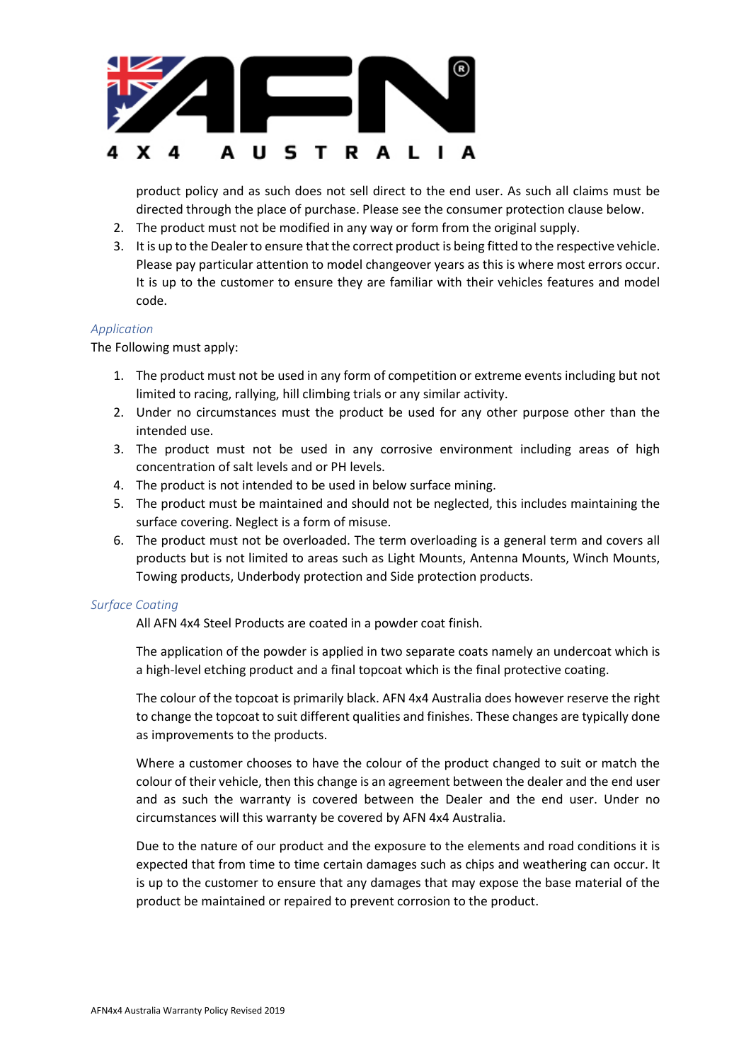product policy and as such does not sell direct to the end user. As such all claims must be directed through the place of purchase. Please see the consumer protection clause below.

2. The product must not be modified in any way or form from the original supply.
3. It is up to the Dealer to ensure that the correct product is being fitted to the respective vehicle. Please pay particular attention to model changeover years as this is where most errors occur. It is up to the customer to ensure they are familiar with their vehicles features and model code.

### *Application*

The Following must apply:

1. The product must not be used in any form of competition or extreme events including but not limited to racing, rallying, hill climbing trials or any similar activity.
2. Under no circumstances must the product be used for any other purpose other than the intended use.
3. The product must not be used in any corrosive environment including areas of high concentration of salt levels and or PH levels.
4. The product is not intended to be used in below surface mining.
5. The product must be maintained and should not be neglected, this includes maintaining the surface covering. Neglect is a form of misuse.
6. The product must not be overloaded. The term overloading is a general term and covers all products but is not limited to areas such as Light Mounts, Antenna Mounts, Winch Mounts, Towing products, Underbody protection and Side protection products.

### *Surface Coating*

All AFN 4x4 Steel Products are coated in a powder coat finish.

The application of the powder is applied in two separate coats namely an undercoat which is a high-level etching product and a final topcoat which is the final protective coating.

The colour of the topcoat is primarily black. AFN 4x4 Australia does however reserve the right to change the topcoat to suit different qualities and finishes. These changes are typically done as improvements to the products.

Where a customer chooses to have the colour of the product changed to suit or match the colour of their vehicle, then this change is an agreement between the dealer and the end user and as such the warranty is covered between the Dealer and the end user. Under no circumstances will this warranty be covered by AFN 4x4 Australia.

Due to the nature of our product and the exposure to the elements and road conditions it is expected that from time to time certain damages such as chips and weathering can occur. It is up to the customer to ensure that any damages that may expose the base material of the product be maintained or repaired to prevent corrosion to the product.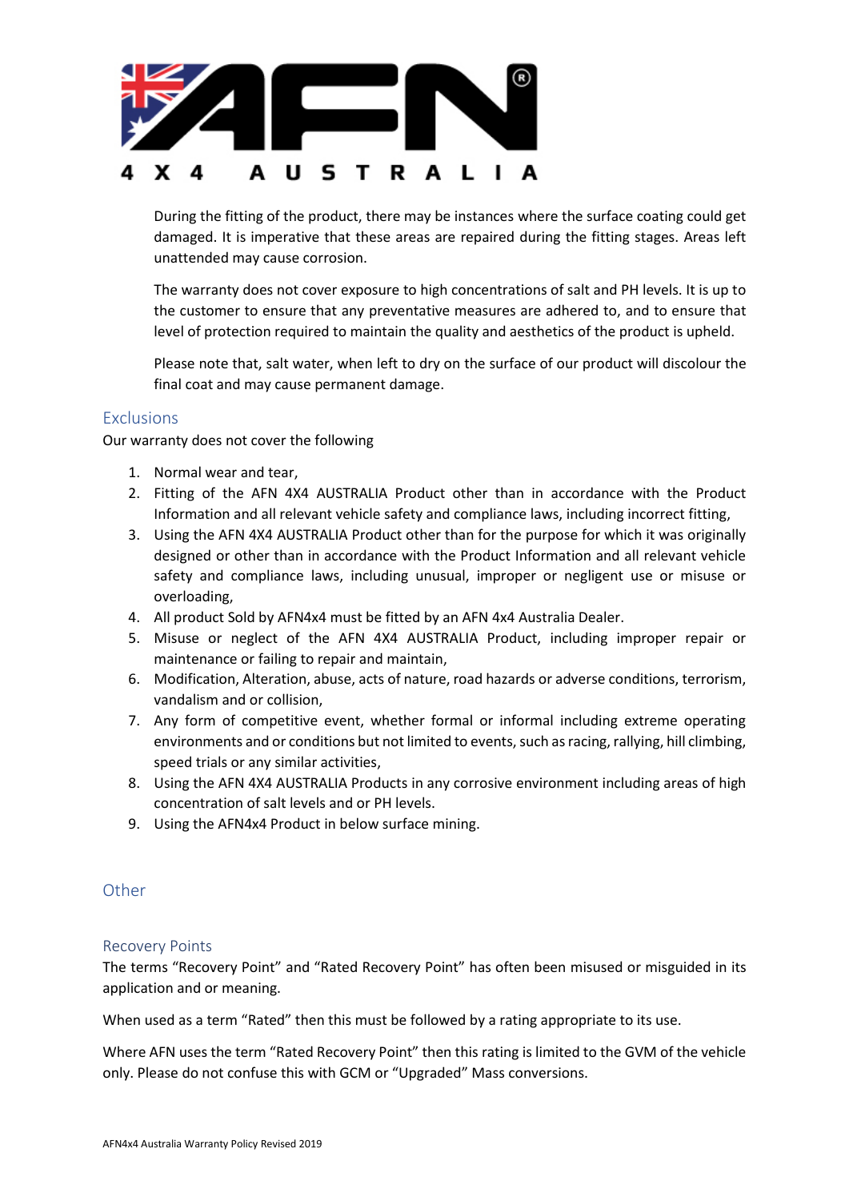During the fitting of the product, there may be instances where the surface coating could get damaged. It is imperative that these areas are repaired during the fitting stages. Areas left unattended may cause corrosion.

The warranty does not cover exposure to high concentrations of salt and PH levels. It is up to the customer to ensure that any preventative measures are adhered to, and to ensure that level of protection required to maintain the quality and aesthetics of the product is upheld.

Please note that, salt water, when left to dry on the surface of our product will discolour the final coat and may cause permanent damage.

## Exclusions

Our warranty does not cover the following

1. Normal wear and tear,
2. Fitting of the AFN 4X4 AUSTRALIA Product other than in accordance with the Product Information and all relevant vehicle safety and compliance laws, including incorrect fitting,
3. Using the AFN 4X4 AUSTRALIA Product other than for the purpose for which it was originally designed or other than in accordance with the Product Information and all relevant vehicle safety and compliance laws, including unusual, improper or negligent use or misuse or overloading,
4. All product Sold by AFN4x4 must be fitted by an AFN 4x4 Australia Dealer.
5. Misuse or neglect of the AFN 4X4 AUSTRALIA Product, including improper repair or maintenance or failing to repair and maintain,
6. Modification, Alteration, abuse, acts of nature, road hazards or adverse conditions, terrorism, vandalism and or collision,
7. Any form of competitive event, whether formal or informal including extreme operating environments and or conditions but not limited to events, such as racing, rallying, hill climbing, speed trials or any similar activities,
8. Using the AFN 4X4 AUSTRALIA Products in any corrosive environment including areas of high concentration of salt levels and or PH levels.
9. Using the AFN4x4 Product in below surface mining.

## Other

### Recovery Points

The terms "Recovery Point" and "Rated Recovery Point" has often been misused or misguided in its application and or meaning.

When used as a term "Rated" then this must be followed by a rating appropriate to its use.

Where AFN uses the term "Rated Recovery Point" then this rating is limited to the GVM of the vehicle only. Please do not confuse this with GCM or "Upgraded" Mass conversions.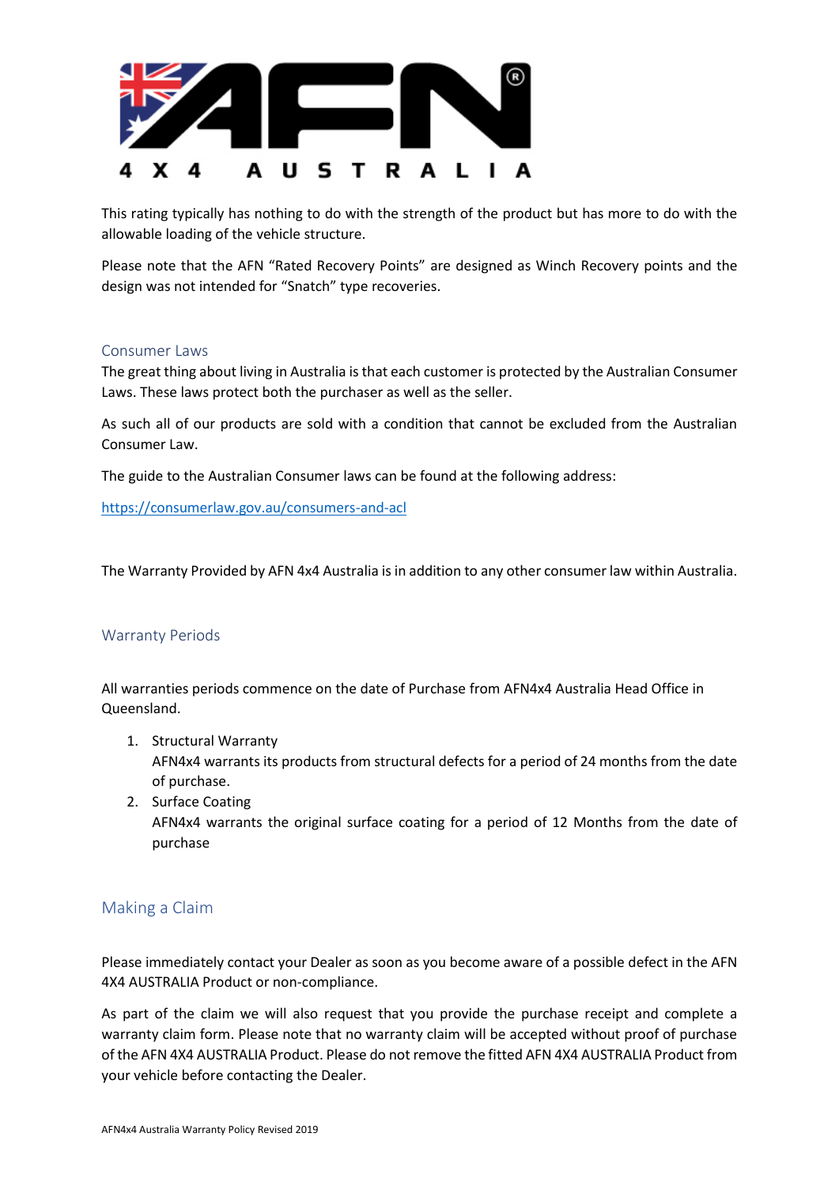This rating typically has nothing to do with the strength of the product but has more to do with the allowable loading of the vehicle structure.

Please note that the AFN "Rated Recovery Points" are designed as Winch Recovery points and the design was not intended for "Snatch" type recoveries.

## Consumer Laws

The great thing about living in Australia is that each customer is protected by the Australian Consumer Laws. These laws protect both the purchaser as well as the seller.

As such all of our products are sold with a condition that cannot be excluded from the Australian Consumer Law.

The guide to the Australian Consumer laws can be found at the following address:

https://consumerlaw.gov.au/consumers-and-acl

The Warranty Provided by AFN 4x4 Australia is in addition to any other consumer law within Australia.

## Warranty Periods

All warranties periods commence on the date of Purchase from AFN4x4 Australia Head Office in Queensland.

1. Structural Warranty
   AFN4x4 warrants its products from structural defects for a period of 24 months from the date of purchase.
2. Surface Coating
   AFN4x4 warrants the original surface coating for a period of 12 Months from the date of purchase

## Making a Claim

Please immediately contact your Dealer as soon as you become aware of a possible defect in the AFN 4X4 AUSTRALIA Product or non-compliance.

As part of the claim we will also request that you provide the purchase receipt and complete a warranty claim form. Please note that no warranty claim will be accepted without proof of purchase of the AFN 4X4 AUSTRALIA Product. Please do not remove the fitted AFN 4X4 AUSTRALIA Product from your vehicle before contacting the Dealer.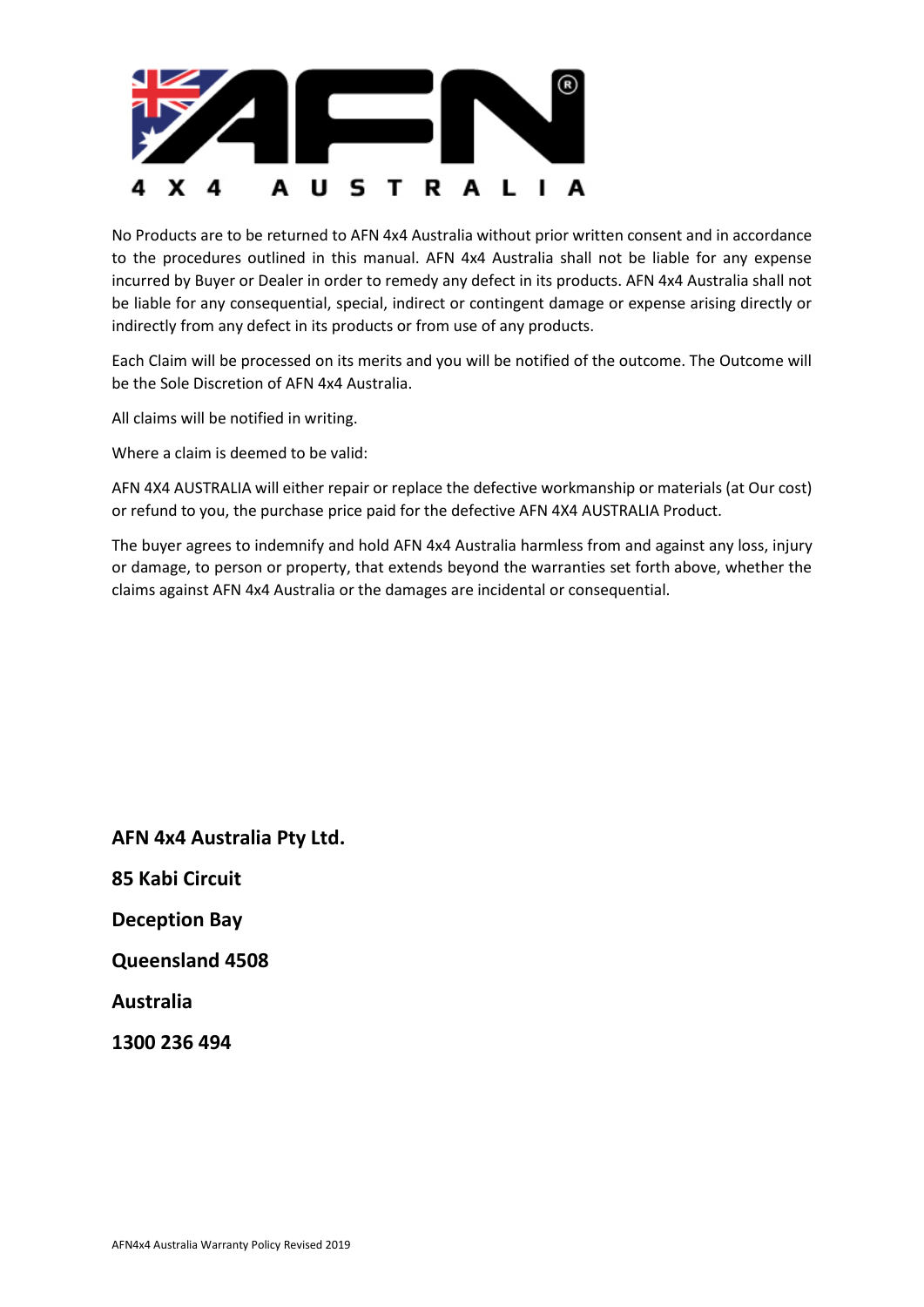No Products are to be returned to AFN 4x4 Australia without prior written consent and in accordance to the procedures outlined in this manual. AFN 4x4 Australia shall not be liable for any expense incurred by Buyer or Dealer in order to remedy any defect in its products. AFN 4x4 Australia shall not be liable for any consequential, special, indirect or contingent damage or expense arising directly or indirectly from any defect in its products or from use of any products.

Each Claim will be processed on its merits and you will be notified of the outcome. The Outcome will be the Sole Discretion of AFN 4x4 Australia.

All claims will be notified in writing.

Where a claim is deemed to be valid:

AFN 4X4 AUSTRALIA will either repair or replace the defective workmanship or materials (at Our cost) or refund to you, the purchase price paid for the defective AFN 4X4 AUSTRALIA Product.

The buyer agrees to indemnify and hold AFN 4x4 Australia harmless from and against any loss, injury or damage, to person or property, that extends beyond the warranties set forth above, whether the claims against AFN 4x4 Australia or the damages are incidental or consequential.

**AFN 4x4 Australia Pty Ltd.**

**85 Kabi Circuit**

**Deception Bay**

**Queensland 4508**

**Australia**

**1300 236 494**